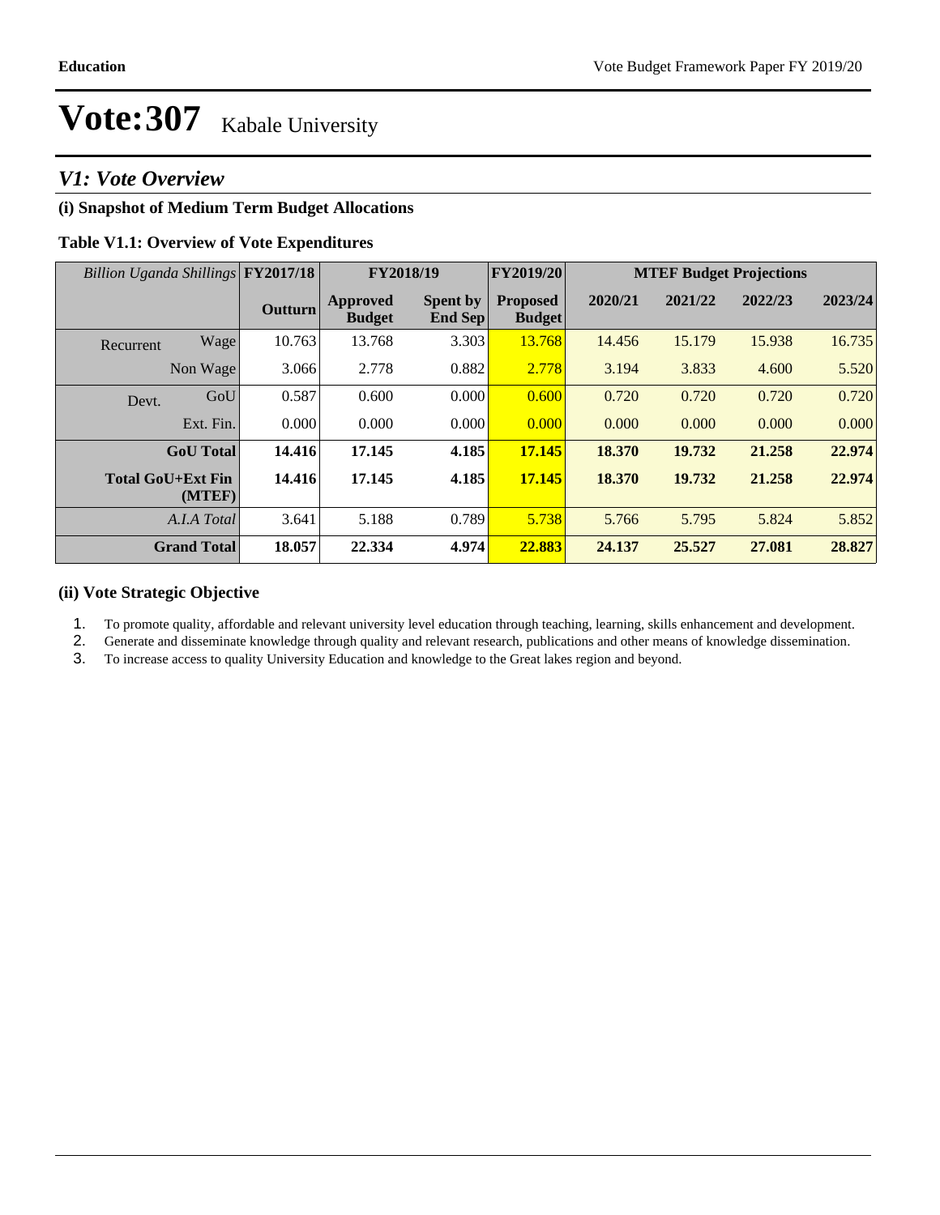# Vote:307 Kabale University

## *V1: Vote Overview*

### (i) Snapshot of Medium Term Budget Allocations

**Table V1.1: Overview of Vote Expenditures**

| *Billion Uganda Shillings* | | FY2017/18 | FY2018/19 | | FY2019/20 | MTEF Budget Projections | | | |
|---|---|---|---|---|---|---|---|---|---|
| | | **Outturn** | **Approved Budget** | **Spent by End Sep** | **Proposed Budget** | **2020/21** | **2021/22** | **2022/23** | **2023/24** |
| Recurrent | Wage | 10.763 | 13.768 | 3.303 | 13.768 | 14.456 | 15.179 | 15.938 | 16.735 |
| | Non Wage | 3.066 | 2.778 | 0.882 | 2.778 | 3.194 | 3.833 | 4.600 | 5.520 |
| Devt. | GoU | 0.587 | 0.600 | 0.000 | 0.600 | 0.720 | 0.720 | 0.720 | 0.720 |
| | Ext. Fin. | 0.000 | 0.000 | 0.000 | 0.000 | 0.000 | 0.000 | 0.000 | 0.000 |
| | **GoU Total** | **14.416** | **17.145** | **4.185** | **17.145** | **18.370** | **19.732** | **21.258** | **22.974** |
| | **Total GoU+Ext Fin (MTEF)** | **14.416** | **17.145** | **4.185** | **17.145** | **18.370** | **19.732** | **21.258** | **22.974** |
| | *A.I.A Total* | 3.641 | 5.188 | 0.789 | 5.738 | 5.766 | 5.795 | 5.824 | 5.852 |
| | **Grand Total** | **18.057** | **22.334** | **4.974** | **22.883** | **24.137** | **25.527** | **27.081** | **28.827** |

### (ii) Vote Strategic Objective

1. To promote quality, affordable and relevant university level education through teaching, learning, skills enhancement and development.
2. Generate and disseminate knowledge through quality and relevant research, publications and other means of knowledge dissemination.
3. To increase access to quality University Education and knowledge to the Great lakes region and beyond.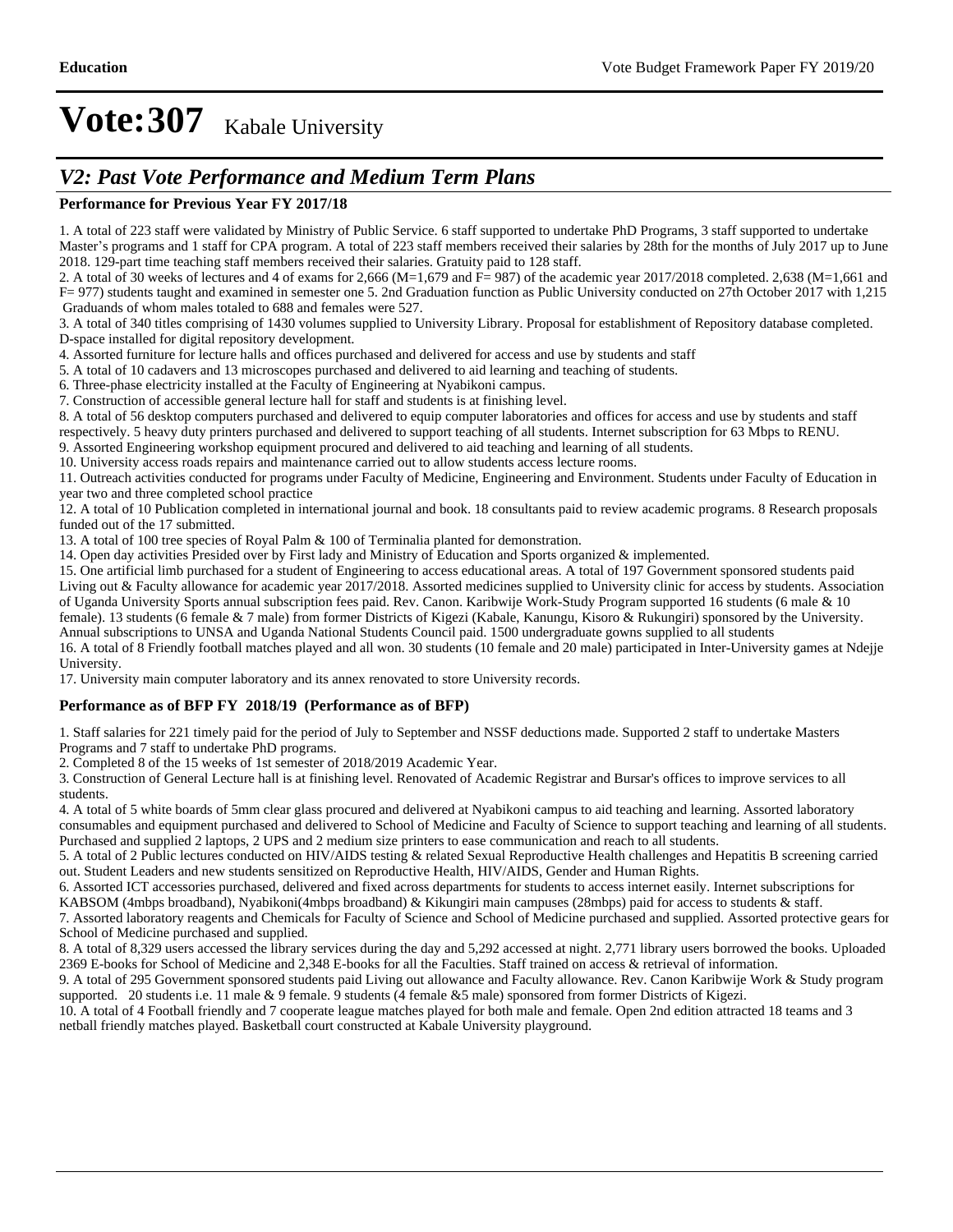# Vote:307 Kabale University

## V2: Past Vote Performance and Medium Term Plans

**Performance for Previous Year FY 2017/18**

1. A total of 223 staff were validated by Ministry of Public Service. 6 staff supported to undertake PhD Programs, 3 staff supported to undertake Master's programs and 1 staff for CPA program. A total of 223 staff members received their salaries by 28th for the months of July 2017 up to June 2018. 129-part time teaching staff members received their salaries. Gratuity paid to 128 staff.
2. A total of 30 weeks of lectures and 4 of exams for 2,666 (M=1,679 and F= 987) of the academic year 2017/2018 completed. 2,638 (M=1,661 and F= 977) students taught and examined in semester one 5. 2nd Graduation function as Public University conducted on 27th October 2017 with 1,215 Graduands of whom males totaled to 688 and females were 527.
3. A total of 340 titles comprising of 1430 volumes supplied to University Library. Proposal for establishment of Repository database completed. D-space installed for digital repository development.
4. Assorted furniture for lecture halls and offices purchased and delivered for access and use by students and staff
5. A total of 10 cadavers and 13 microscopes purchased and delivered to aid learning and teaching of students.
6. Three-phase electricity installed at the Faculty of Engineering at Nyabikoni campus.
7. Construction of accessible general lecture hall for staff and students is at finishing level.
8. A total of 56 desktop computers purchased and delivered to equip computer laboratories and offices for access and use by students and staff respectively. 5 heavy duty printers purchased and delivered to support teaching of all students. Internet subscription for 63 Mbps to RENU.
9. Assorted Engineering workshop equipment procured and delivered to aid teaching and learning of all students.
10. University access roads repairs and maintenance carried out to allow students access lecture rooms.
11. Outreach activities conducted for programs under Faculty of Medicine, Engineering and Environment. Students under Faculty of Education in year two and three completed school practice
12. A total of 10 Publication completed in international journal and book. 18 consultants paid to review academic programs. 8 Research proposals funded out of the 17 submitted.
13. A total of 100 tree species of Royal Palm & 100 of Terminalia planted for demonstration.
14. Open day activities Presided over by First lady and Ministry of Education and Sports organized & implemented.
15. One artificial limb purchased for a student of Engineering to access educational areas. A total of 197 Government sponsored students paid Living out & Faculty allowance for academic year 2017/2018. Assorted medicines supplied to University clinic for access by students. Association of Uganda University Sports annual subscription fees paid. Rev. Canon. Karibwije Work-Study Program supported 16 students (6 male & 10 female). 13 students (6 female & 7 male) from former Districts of Kigezi (Kabale, Kanungu, Kisoro & Rukungiri) sponsored by the University. Annual subscriptions to UNSA and Uganda National Students Council paid. 1500 undergraduate gowns supplied to all students
16. A total of 8 Friendly football matches played and all won. 30 students (10 female and 20 male) participated in Inter-University games at Ndejje University.
17. University main computer laboratory and its annex renovated to store University records.

**Performance as of BFP FY 2018/19 (Performance as of BFP)**

1. Staff salaries for 221 timely paid for the period of July to September and NSSF deductions made. Supported 2 staff to undertake Masters Programs and 7 staff to undertake PhD programs.
2. Completed 8 of the 15 weeks of 1st semester of 2018/2019 Academic Year.
3. Construction of General Lecture hall is at finishing level. Renovated of Academic Registrar and Bursar's offices to improve services to all students.
4. A total of 5 white boards of 5mm clear glass procured and delivered at Nyabikoni campus to aid teaching and learning. Assorted laboratory consumables and equipment purchased and delivered to School of Medicine and Faculty of Science to support teaching and learning of all students. Purchased and supplied 2 laptops, 2 UPS and 2 medium size printers to ease communication and reach to all students.
5. A total of 2 Public lectures conducted on HIV/AIDS testing & related Sexual Reproductive Health challenges and Hepatitis B screening carried out. Student Leaders and new students sensitized on Reproductive Health, HIV/AIDS, Gender and Human Rights.
6. Assorted ICT accessories purchased, delivered and fixed across departments for students to access internet easily. Internet subscriptions for KABSOM (4mbps broadband), Nyabikoni(4mbps broadband) & Kikungiri main campuses (28mbps) paid for access to students & staff.
7. Assorted laboratory reagents and Chemicals for Faculty of Science and School of Medicine purchased and supplied. Assorted protective gears for School of Medicine purchased and supplied.
8. A total of 8,329 users accessed the library services during the day and 5,292 accessed at night. 2,771 library users borrowed the books. Uploaded 2369 E-books for School of Medicine and 2,348 E-books for all the Faculties. Staff trained on access & retrieval of information.
9. A total of 295 Government sponsored students paid Living out allowance and Faculty allowance. Rev. Canon Karibwije Work & Study program supported. 20 students i.e. 11 male & 9 female. 9 students (4 female &5 male) sponsored from former Districts of Kigezi.
10. A total of 4 Football friendly and 7 cooperate league matches played for both male and female. Open 2nd edition attracted 18 teams and 3 netball friendly matches played. Basketball court constructed at Kabale University playground.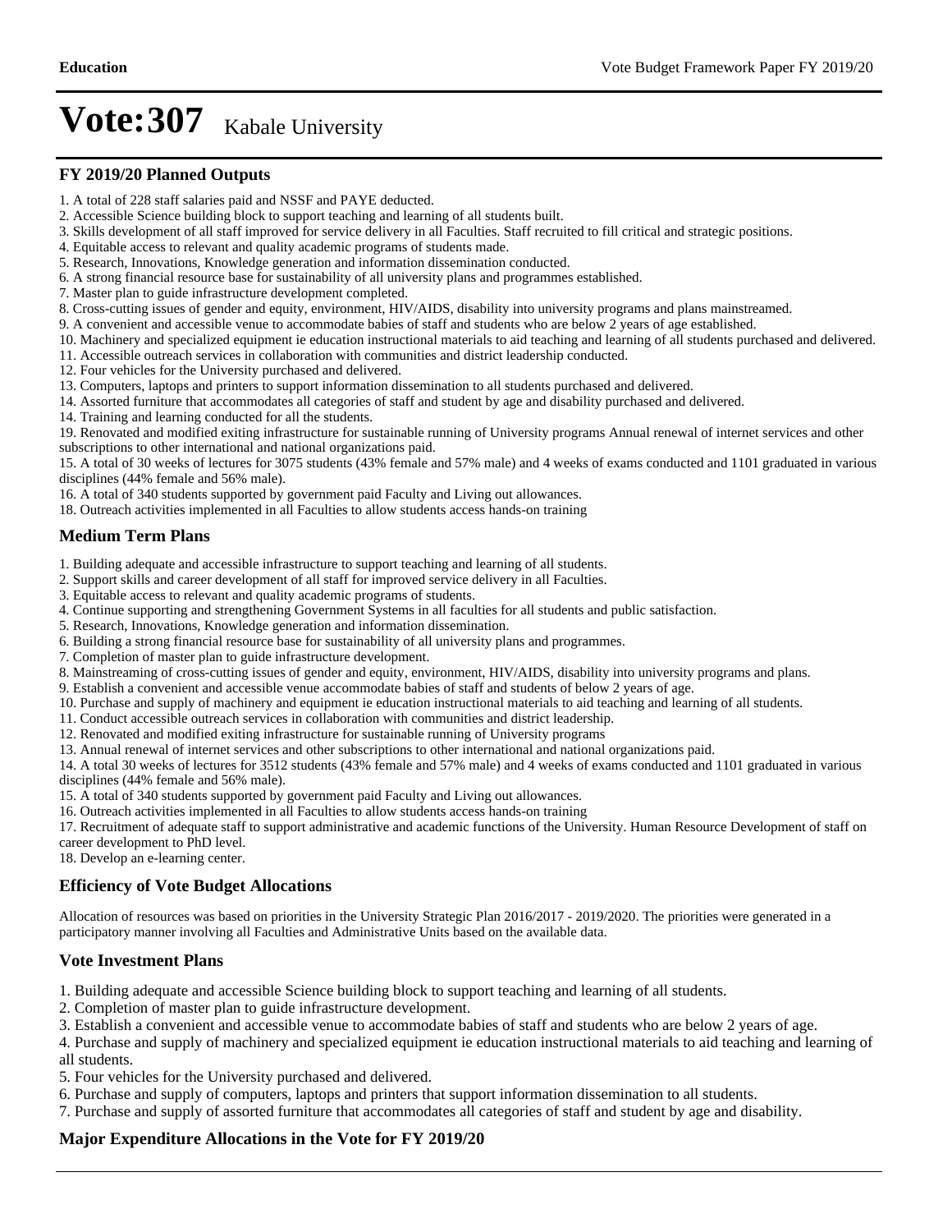# Vote:307 Kabale University

## FY 2019/20 Planned Outputs

1. A total of 228 staff salaries paid and NSSF and PAYE deducted.
2. Accessible Science building block to support teaching and learning of all students built.
3. Skills development of all staff improved for service delivery in all Faculties. Staff recruited to fill critical and strategic positions.
4. Equitable access to relevant and quality academic programs of students made.
5. Research, Innovations, Knowledge generation and information dissemination conducted.
6. A strong financial resource base for sustainability of all university plans and programmes established.
7. Master plan to guide infrastructure development completed.
8. Cross-cutting issues of gender and equity, environment, HIV/AIDS, disability into university programs and plans mainstreamed.
9. A convenient and accessible venue to accommodate babies of staff and students who are below 2 years of age established.
10. Machinery and specialized equipment ie education instructional materials to aid teaching and learning of all students purchased and delivered.
11. Accessible outreach services in collaboration with communities and district leadership conducted.
12. Four vehicles for the University purchased and delivered.
13. Computers, laptops and printers to support information dissemination to all students purchased and delivered.
14. Assorted furniture that accommodates all categories of staff and student by age and disability purchased and delivered.
14. Training and learning conducted for all the students.
19. Renovated and modified exiting infrastructure for sustainable running of University programs Annual renewal of internet services and other subscriptions to other international and national organizations paid.
15. A total of 30 weeks of lectures for 3075 students (43% female and 57% male) and 4 weeks of exams conducted and 1101 graduated in various disciplines (44% female and 56% male).
16. A total of 340 students supported by government paid Faculty and Living out allowances.
18. Outreach activities implemented in all Faculties to allow students access hands-on training

## Medium Term Plans

1. Building adequate and accessible infrastructure to support teaching and learning of all students.
2. Support skills and career development of all staff for improved service delivery in all Faculties.
3. Equitable access to relevant and quality academic programs of students.
4. Continue supporting and strengthening Government Systems in all faculties for all students and public satisfaction.
5. Research, Innovations, Knowledge generation and information dissemination.
6. Building a strong financial resource base for sustainability of all university plans and programmes.
7. Completion of master plan to guide infrastructure development.
8. Mainstreaming of cross-cutting issues of gender and equity, environment, HIV/AIDS, disability into university programs and plans.
9. Establish a convenient and accessible venue accommodate babies of staff and students of below 2 years of age.
10. Purchase and supply of machinery and equipment ie education instructional materials to aid teaching and learning of all students.
11. Conduct accessible outreach services in collaboration with communities and district leadership.
12. Renovated and modified exiting infrastructure for sustainable running of University programs
13. Annual renewal of internet services and other subscriptions to other international and national organizations paid.
14. A total 30 weeks of lectures for 3512 students (43% female and 57% male) and 4 weeks of exams conducted and 1101 graduated in various disciplines (44% female and 56% male).
15. A total of 340 students supported by government paid Faculty and Living out allowances.
16. Outreach activities implemented in all Faculties to allow students access hands-on training
17. Recruitment of adequate staff to support administrative and academic functions of the University. Human Resource Development of staff on career development to PhD level.
18. Develop an e-learning center.

## Efficiency of Vote Budget Allocations

Allocation of resources was based on priorities in the University Strategic Plan 2016/2017 - 2019/2020. The priorities were generated in a participatory manner involving all Faculties and Administrative Units based on the available data.

## Vote Investment Plans

1. Building adequate and accessible Science building block to support teaching and learning of all students.
2. Completion of master plan to guide infrastructure development.
3. Establish a convenient and accessible venue to accommodate babies of staff and students who are below 2 years of age.
4. Purchase and supply of machinery and specialized equipment ie education instructional materials to aid teaching and learning of all students.
5. Four vehicles for the University purchased and delivered.
6. Purchase and supply of computers, laptops and printers that support information dissemination to all students.
7. Purchase and supply of assorted furniture that accommodates all categories of staff and student by age and disability.

## Major Expenditure Allocations in the Vote for FY 2019/20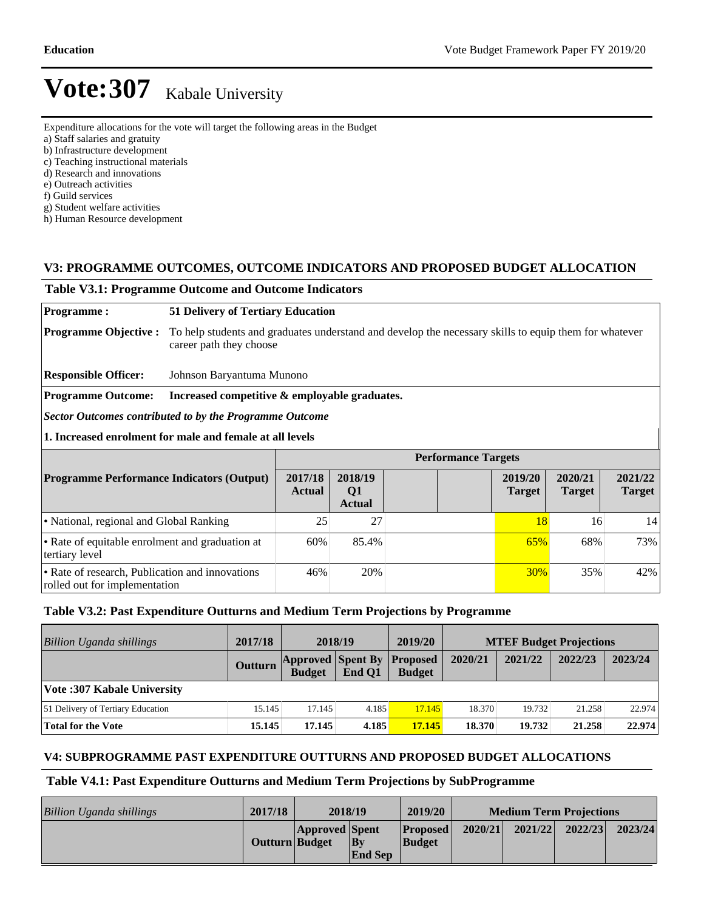# Vote:307 Kabale University

Expenditure allocations for the vote will target the following areas in the Budget

a) Staff salaries and gratuity
b) Infrastructure development
c) Teaching instructional materials
d) Research and innovations
e) Outreach activities
f) Guild services
g) Student welfare activities
h) Human Resource development

## V3: PROGRAMME OUTCOMES, OUTCOME INDICATORS AND PROPOSED BUDGET ALLOCATION

### Table V3.1: Programme Outcome and Outcome Indicators

**Programme :** **51 Delivery of Tertiary Education**

**Programme Objective :** To help students and graduates understand and develop the necessary skills to equip them for whatever career path they choose

**Responsible Officer:** Johnson Baryantuma Munono

**Programme Outcome:** **Increased competitive & employable graduates.**

***Sector Outcomes contributed to by the Programme Outcome***

**1. Increased enrolment for male and female at all levels**

| Programme Performance Indicators (Output) | Performance Targets | | | | | | |
|---|---|---|---|---|---|---|---|
| | 2017/18 Actual | 2018/19 Q1 Actual | | | 2019/20 Target | 2020/21 Target | 2021/22 Target |
| • National, regional and Global Ranking | 25 | 27 | | | 18 | 16 | 14 |
| • Rate of equitable enrolment and graduation at tertiary level | 60% | 85.4% | | | 65% | 68% | 73% |
| • Rate of research, Publication and innovations rolled out for implementation | 46% | 20% | | | 30% | 35% | 42% |

### Table V3.2: Past Expenditure Outturns and Medium Term Projections by Programme

| *Billion Uganda shillings* | 2017/18 | 2018/19 | | 2019/20 | MTEF Budget Projections | | | |
|---|---|---|---|---|---|---|---|---|
| | Outturn | Approved Budget | Spent By End Q1 | Proposed Budget | 2020/21 | 2021/22 | 2022/23 | 2023/24 |
| **Vote :307 Kabale University** | | | | | | | | |
| 51 Delivery of Tertiary Education | 15.145 | 17.145 | 4.185 | 17.145 | 18.370 | 19.732 | 21.258 | 22.974 |
| **Total for the Vote** | **15.145** | **17.145** | **4.185** | **17.145** | **18.370** | **19.732** | **21.258** | **22.974** |

## V4: SUBPROGRAMME PAST EXPENDITURE OUTTURNS AND PROPOSED BUDGET ALLOCATIONS

### Table V4.1: Past Expenditure Outturns and Medium Term Projections by SubProgramme

| *Billion Uganda shillings* | 2017/18 | 2018/19 | | 2019/20 | Medium Term Projections | | | |
|---|---|---|---|---|---|---|---|---|
| | Outturn | Approved Budget | Spent By End Sep | Proposed Budget | 2020/21 | 2021/22 | 2022/23 | 2023/24 |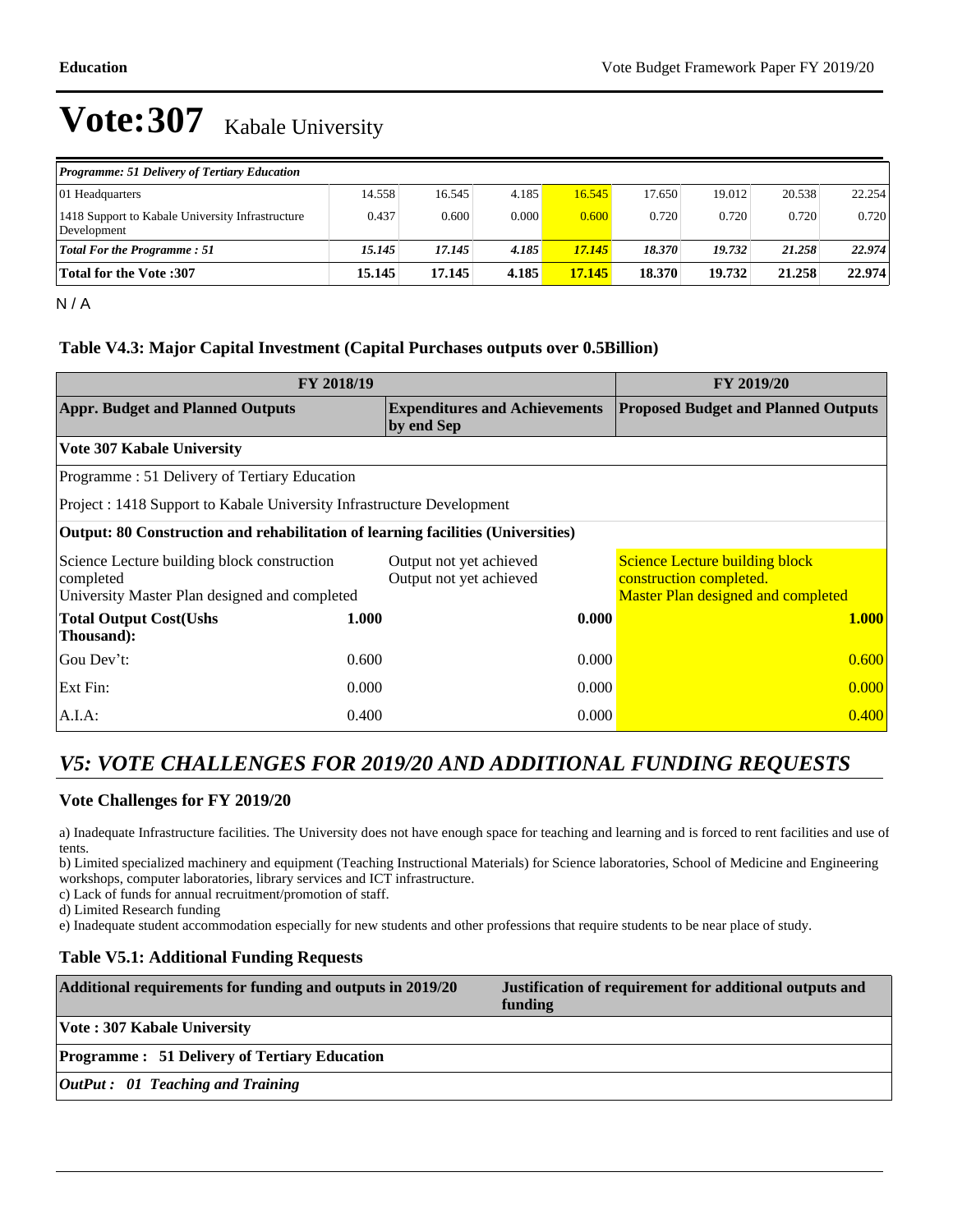# Vote:307 Kabale University

| *Programme: 51 Delivery of Tertiary Education* | | | | | | | | |
|---|---|---|---|---|---|---|---|---|
| 01 Headquarters | 14.558 | 16.545 | 4.185 | 16.545 | 17.650 | 19.012 | 20.538 | 22.254 |
| 1418 Support to Kabale University Infrastructure Development | 0.437 | 0.600 | 0.000 | 0.600 | 0.720 | 0.720 | 0.720 | 0.720 |
| ***Total For the Programme : 51*** | ***15.145*** | ***17.145*** | ***4.185*** | ***17.145*** | ***18.370*** | ***19.732*** | ***21.258*** | ***22.974*** |
| **Total for the Vote :307** | **15.145** | **17.145** | **4.185** | **17.145** | **18.370** | **19.732** | **21.258** | **22.974** |

N / A

### Table V4.3: Major Capital Investment (Capital Purchases outputs over 0.5Billion)

| FY 2018/19 | | | | FY 2019/20 |
|---|---|---|---|---|
| **Appr. Budget and Planned Outputs** | | **Expenditures and Achievements by end Sep** | | **Proposed Budget and Planned Outputs** |
| **Vote 307 Kabale University** | | | | |
| Programme : 51 Delivery of Tertiary Education | | | | |
| Project : 1418 Support to Kabale University Infrastructure Development | | | | |
| **Output: 80 Construction and rehabilitation of learning facilities (Universities)** | | | | |
| Science Lecture building block construction completed<br>University Master Plan designed and completed | | Output not yet achieved<br>Output not yet achieved | | Science Lecture building block construction completed.<br>Master Plan designed and completed |
| **Total Output Cost(Ushs Thousand):** | **1.000** | | **0.000** | **1.000** |
| Gou Dev't: | 0.600 | | 0.000 | 0.600 |
| Ext Fin: | 0.000 | | 0.000 | 0.000 |
| A.I.A: | 0.400 | | 0.000 | 0.400 |

## *V5: VOTE CHALLENGES FOR 2019/20 AND ADDITIONAL FUNDING REQUESTS*

### Vote Challenges for FY 2019/20

a) Inadequate Infrastructure facilities. The University does not have enough space for teaching and learning and is forced to rent facilities and use of tents.
b) Limited specialized machinery and equipment (Teaching Instructional Materials) for Science laboratories, School of Medicine and Engineering workshops, computer laboratories, library services and ICT infrastructure.
c) Lack of funds for annual recruitment/promotion of staff.
d) Limited Research funding
e) Inadequate student accommodation especially for new students and other professions that require students to be near place of study.

### Table V5.1: Additional Funding Requests

| Additional requirements for funding and outputs in 2019/20 | Justification of requirement for additional outputs and funding |
|---|---|
| **Vote : 307 Kabale University** | |
| **Programme :  51 Delivery of Tertiary Education** | |
| ***OutPut :  01 Teaching and Training*** | |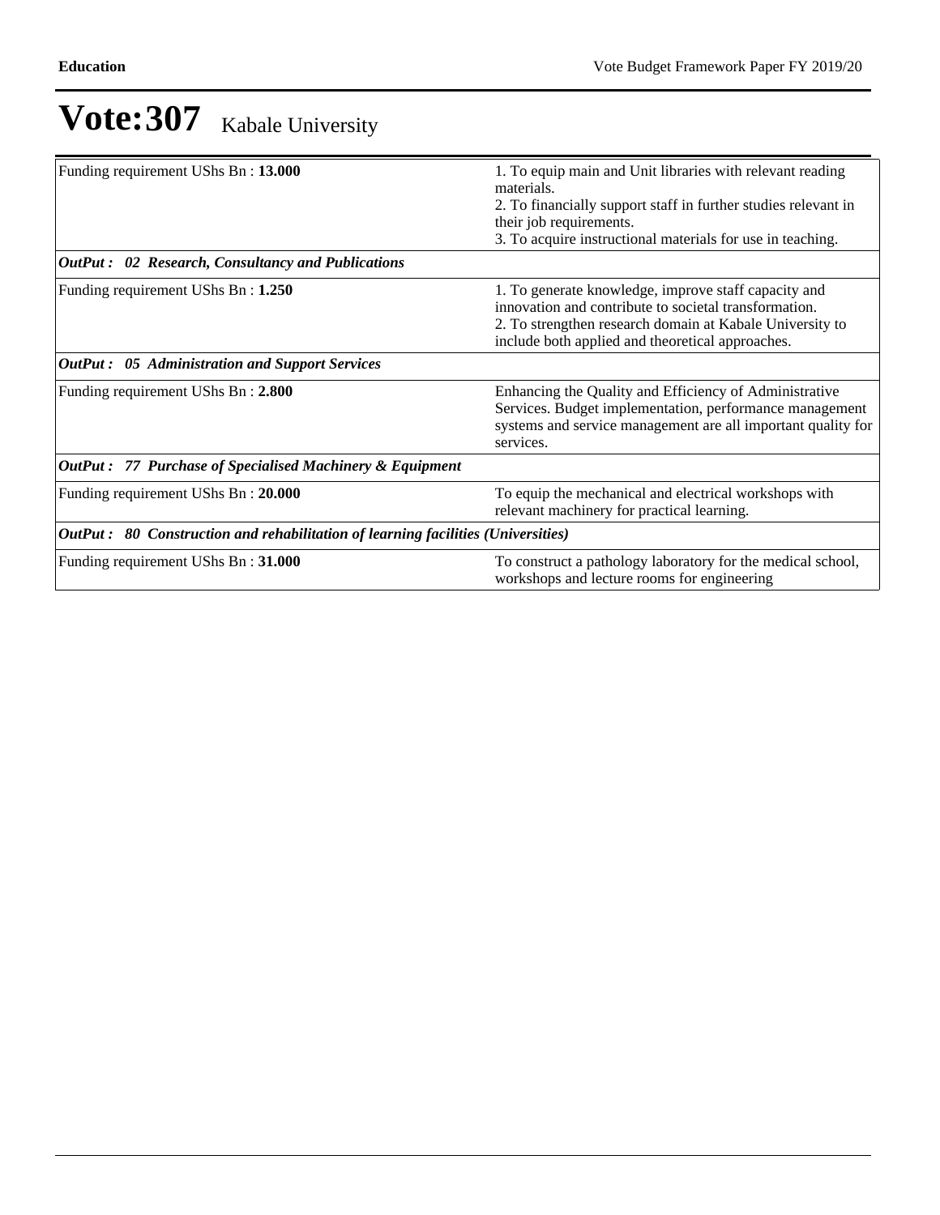# Vote:307 Kabale University

| | |
|---|---|
| Funding requirement UShs Bn : **13.000** | 1. To equip main and Unit libraries with relevant reading materials.<br>2. To financially support staff in further studies relevant in their job requirements.<br>3. To acquire instructional materials for use in teaching. |
| ***OutPut : 02 Research, Consultancy and Publications*** | |
| Funding requirement UShs Bn : **1.250** | 1. To generate knowledge, improve staff capacity and innovation and contribute to societal transformation.<br>2. To strengthen research domain at Kabale University to include both applied and theoretical approaches. |
| ***OutPut : 05 Administration and Support Services*** | |
| Funding requirement UShs Bn : **2.800** | Enhancing the Quality and Efficiency of Administrative Services. Budget implementation, performance management systems and service management are all important quality for services. |
| ***OutPut : 77 Purchase of Specialised Machinery & Equipment*** | |
| Funding requirement UShs Bn : **20.000** | To equip the mechanical and electrical workshops with relevant machinery for practical learning. |
| ***OutPut : 80 Construction and rehabilitation of learning facilities (Universities)*** | |
| Funding requirement UShs Bn : **31.000** | To construct a pathology laboratory for the medical school, workshops and lecture rooms for engineering |